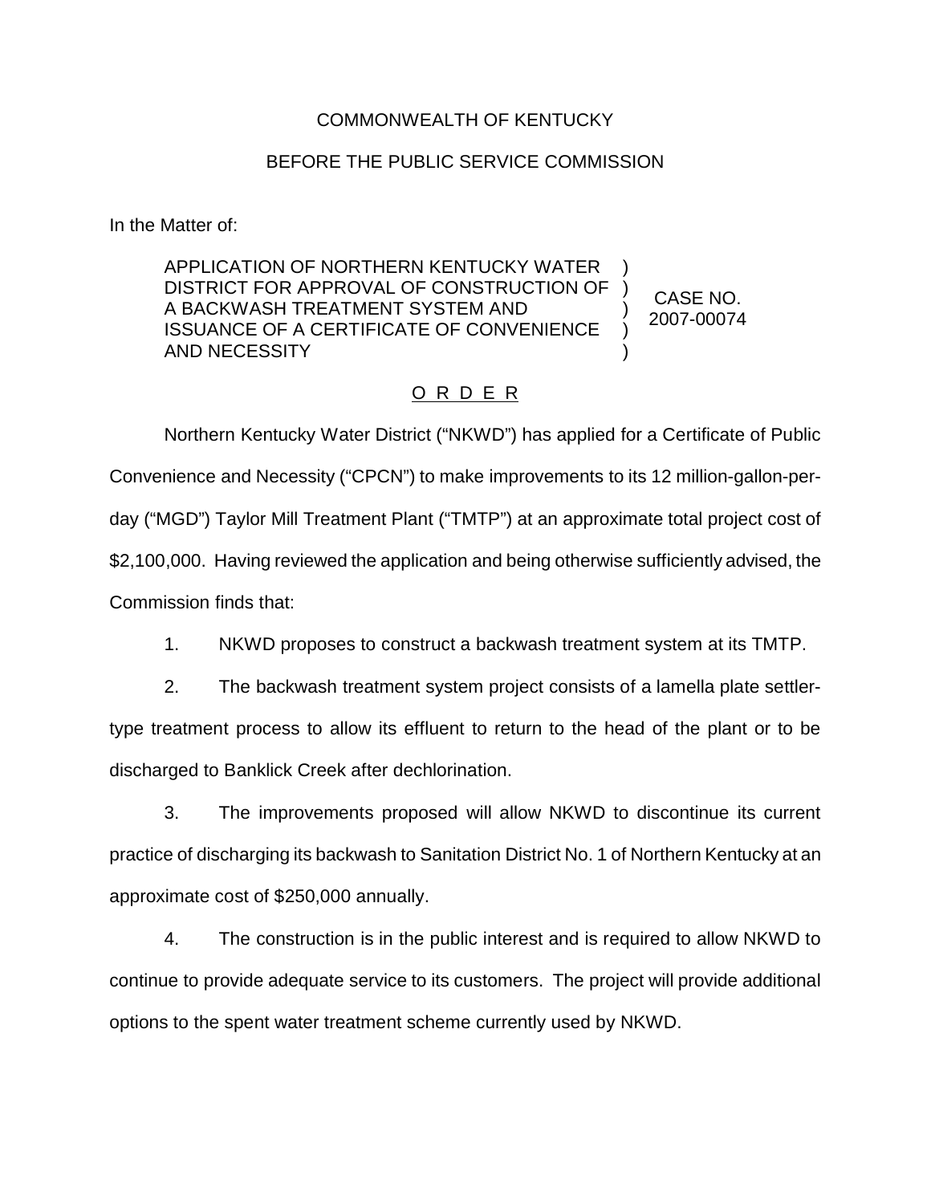COMMONWEALTH OF KENTUCKY

BEFORE THE PUBLIC SERVICE COMMISSION

In the Matter of:

| | | |
|---|---|---|
| APPLICATION OF NORTHERN KENTUCKY WATER DISTRICT FOR APPROVAL OF CONSTRUCTION OF A BACKWASH TREATMENT SYSTEM AND ISSUANCE OF A CERTIFICATE OF CONVENIENCE AND NECESSITY | ) ) ) ) ) | CASE NO. 2007-00074 |

O R D E R

Northern Kentucky Water District ("NKWD") has applied for a Certificate of Public Convenience and Necessity ("CPCN") to make improvements to its 12 million-gallon-per-day ("MGD") Taylor Mill Treatment Plant ("TMTP") at an approximate total project cost of $2,100,000. Having reviewed the application and being otherwise sufficiently advised, the Commission finds that:

1. NKWD proposes to construct a backwash treatment system at its TMTP.

2. The backwash treatment system project consists of a lamella plate settler-type treatment process to allow its effluent to return to the head of the plant or to be discharged to Banklick Creek after dechlorination.

3. The improvements proposed will allow NKWD to discontinue its current practice of discharging its backwash to Sanitation District No. 1 of Northern Kentucky at an approximate cost of $250,000 annually.

4. The construction is in the public interest and is required to allow NKWD to continue to provide adequate service to its customers. The project will provide additional options to the spent water treatment scheme currently used by NKWD.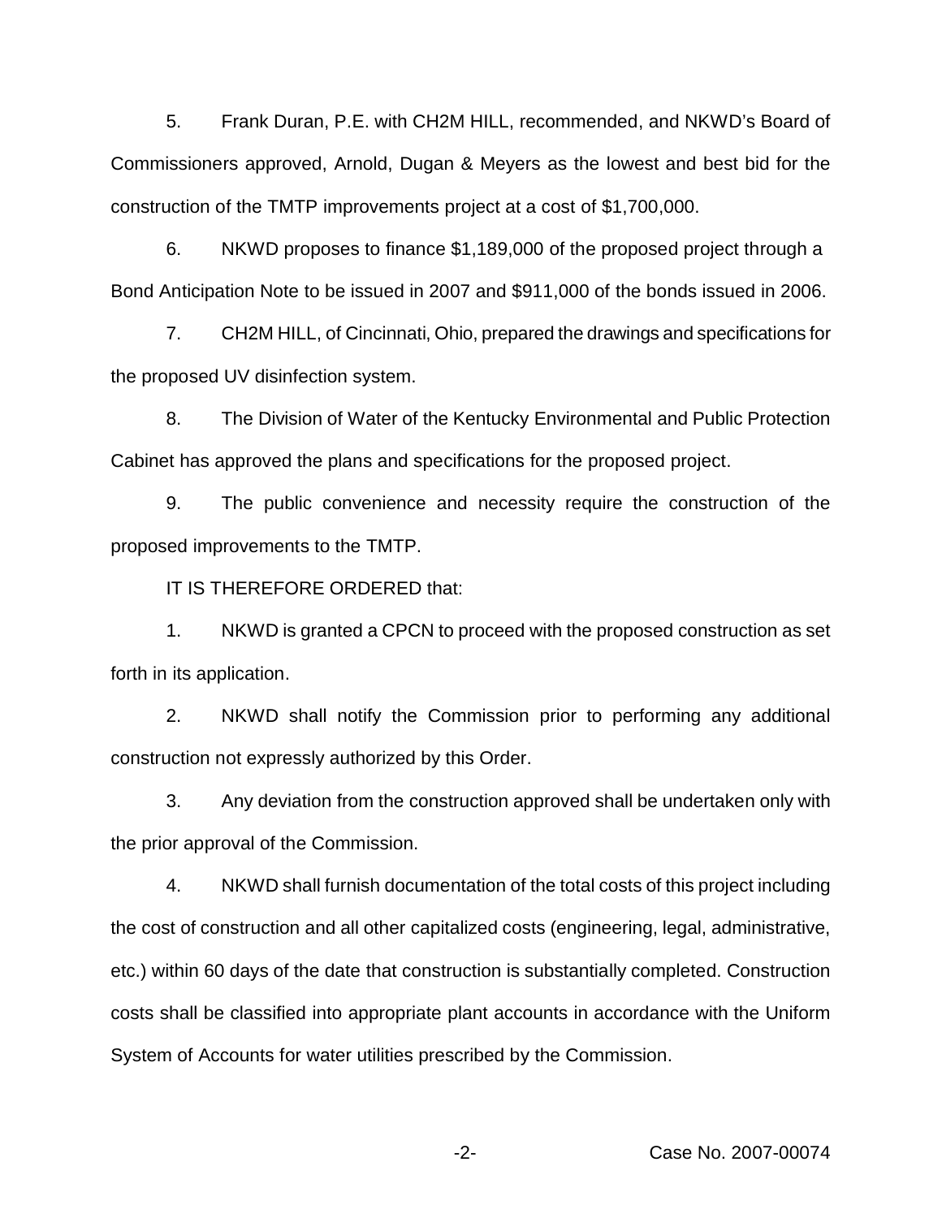5. Frank Duran, P.E. with CH2M HILL, recommended, and NKWD's Board of Commissioners approved, Arnold, Dugan & Meyers as the lowest and best bid for the construction of the TMTP improvements project at a cost of $1,700,000.

6. NKWD proposes to finance $1,189,000 of the proposed project through a Bond Anticipation Note to be issued in 2007 and $911,000 of the bonds issued in 2006.

7. CH2M HILL, of Cincinnati, Ohio, prepared the drawings and specifications for the proposed UV disinfection system.

8. The Division of Water of the Kentucky Environmental and Public Protection Cabinet has approved the plans and specifications for the proposed project.

9. The public convenience and necessity require the construction of the proposed improvements to the TMTP.

IT IS THEREFORE ORDERED that:

1. NKWD is granted a CPCN to proceed with the proposed construction as set forth in its application.

2. NKWD shall notify the Commission prior to performing any additional construction not expressly authorized by this Order.

3. Any deviation from the construction approved shall be undertaken only with the prior approval of the Commission.

4. NKWD shall furnish documentation of the total costs of this project including the cost of construction and all other capitalized costs (engineering, legal, administrative, etc.) within 60 days of the date that construction is substantially completed. Construction costs shall be classified into appropriate plant accounts in accordance with the Uniform System of Accounts for water utilities prescribed by the Commission.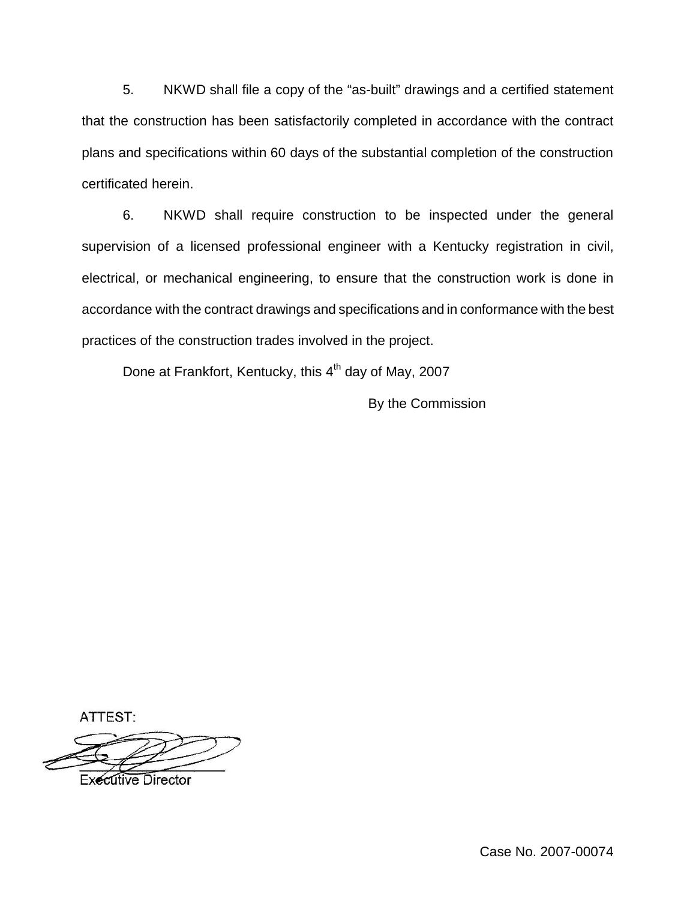5. NKWD shall file a copy of the "as-built" drawings and a certified statement that the construction has been satisfactorily completed in accordance with the contract plans and specifications within 60 days of the substantial completion of the construction certificated herein.

6. NKWD shall require construction to be inspected under the general supervision of a licensed professional engineer with a Kentucky registration in civil, electrical, or mechanical engineering, to ensure that the construction work is done in accordance with the contract drawings and specifications and in conformance with the best practices of the construction trades involved in the project.

Done at Frankfort, Kentucky, this 4th day of May, 2007

By the Commission

ATTEST:

Executive Director

Case No. 2007-00074